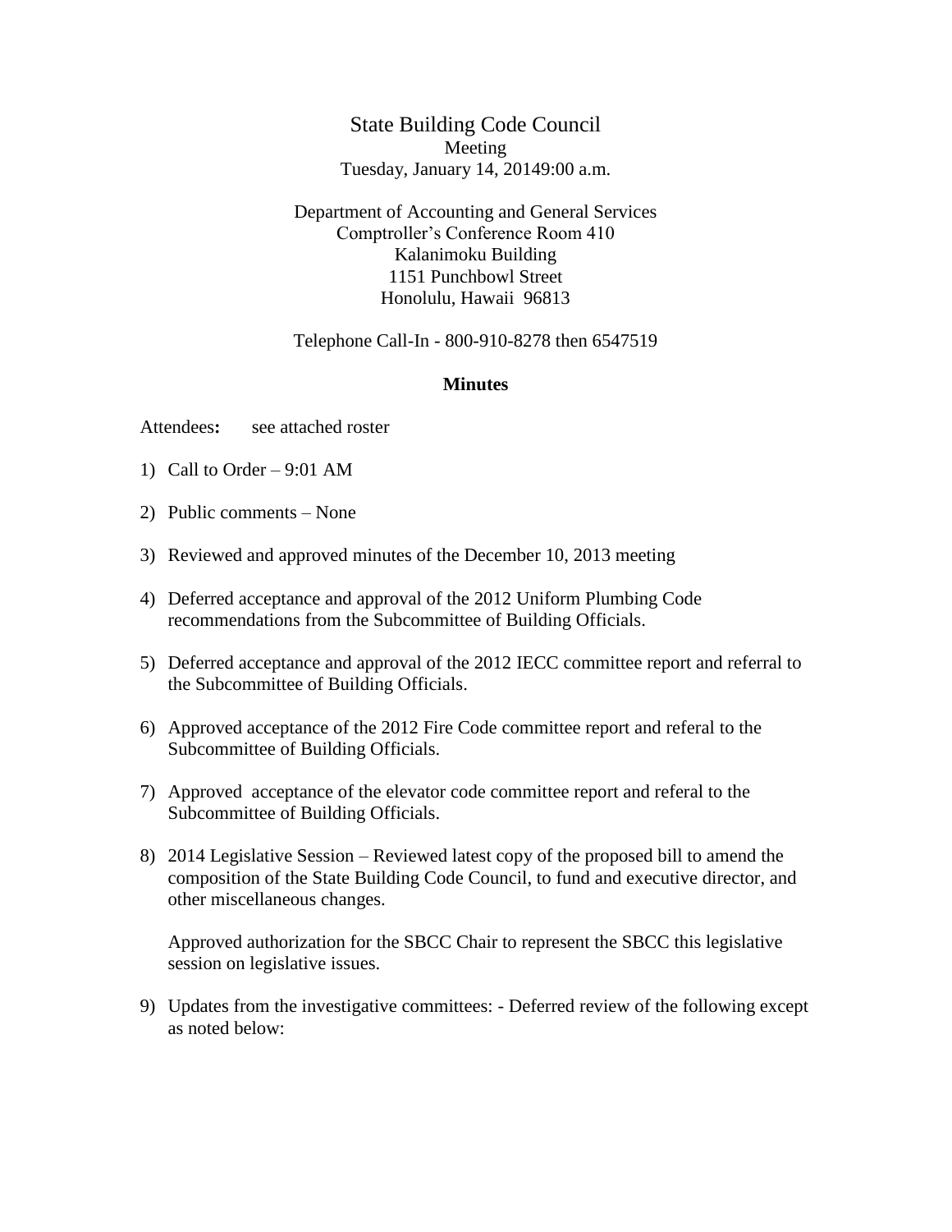# State Building Code Council

Meeting

Tuesday, January 14, 20149:00 a.m.

Department of Accounting and General Services
Comptroller's Conference Room 410
Kalanimoku Building
1151 Punchbowl Street
Honolulu, Hawaii 96813

Telephone Call-In - 800-910-8278 then 6547519

**Minutes**

Attendees**:** see attached roster

1) Call to Order – 9:01 AM

2) Public comments – None

3) Reviewed and approved minutes of the December 10, 2013 meeting

4) Deferred acceptance and approval of the 2012 Uniform Plumbing Code recommendations from the Subcommittee of Building Officials.

5) Deferred acceptance and approval of the 2012 IECC committee report and referral to the Subcommittee of Building Officials.

6) Approved acceptance of the 2012 Fire Code committee report and referal to the Subcommittee of Building Officials.

7) Approved acceptance of the elevator code committee report and referal to the Subcommittee of Building Officials.

8) 2014 Legislative Session – Reviewed latest copy of the proposed bill to amend the composition of the State Building Code Council, to fund and executive director, and other miscellaneous changes.

   Approved authorization for the SBCC Chair to represent the SBCC this legislative session on legislative issues.

9) Updates from the investigative committees: - Deferred review of the following except as noted below: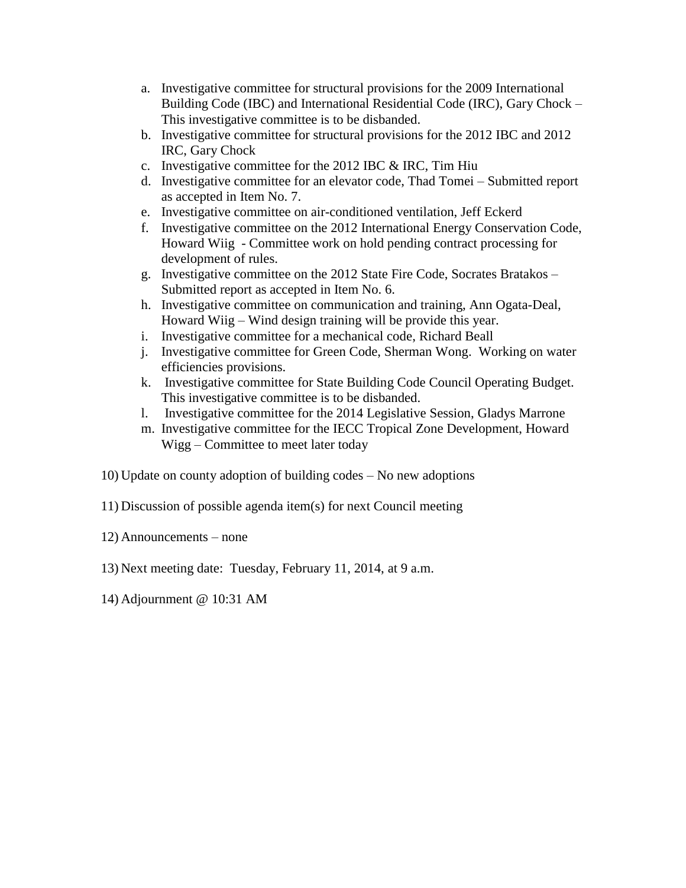a. Investigative committee for structural provisions for the 2009 International Building Code (IBC) and International Residential Code (IRC), Gary Chock – This investigative committee is to be disbanded.
b. Investigative committee for structural provisions for the 2012 IBC and 2012 IRC, Gary Chock
c. Investigative committee for the 2012 IBC & IRC, Tim Hiu
d. Investigative committee for an elevator code, Thad Tomei – Submitted report as accepted in Item No. 7.
e. Investigative committee on air-conditioned ventilation, Jeff Eckerd
f. Investigative committee on the 2012 International Energy Conservation Code, Howard Wiig - Committee work on hold pending contract processing for development of rules.
g. Investigative committee on the 2012 State Fire Code, Socrates Bratakos – Submitted report as accepted in Item No. 6.
h. Investigative committee on communication and training, Ann Ogata-Deal, Howard Wiig – Wind design training will be provide this year.
i. Investigative committee for a mechanical code, Richard Beall
j. Investigative committee for Green Code, Sherman Wong. Working on water efficiencies provisions.
k. Investigative committee for State Building Code Council Operating Budget. This investigative committee is to be disbanded.
l. Investigative committee for the 2014 Legislative Session, Gladys Marrone
m. Investigative committee for the IECC Tropical Zone Development, Howard Wigg – Committee to meet later today

10) Update on county adoption of building codes – No new adoptions

11) Discussion of possible agenda item(s) for next Council meeting

12) Announcements – none

13) Next meeting date: Tuesday, February 11, 2014, at 9 a.m.

14) Adjournment @ 10:31 AM